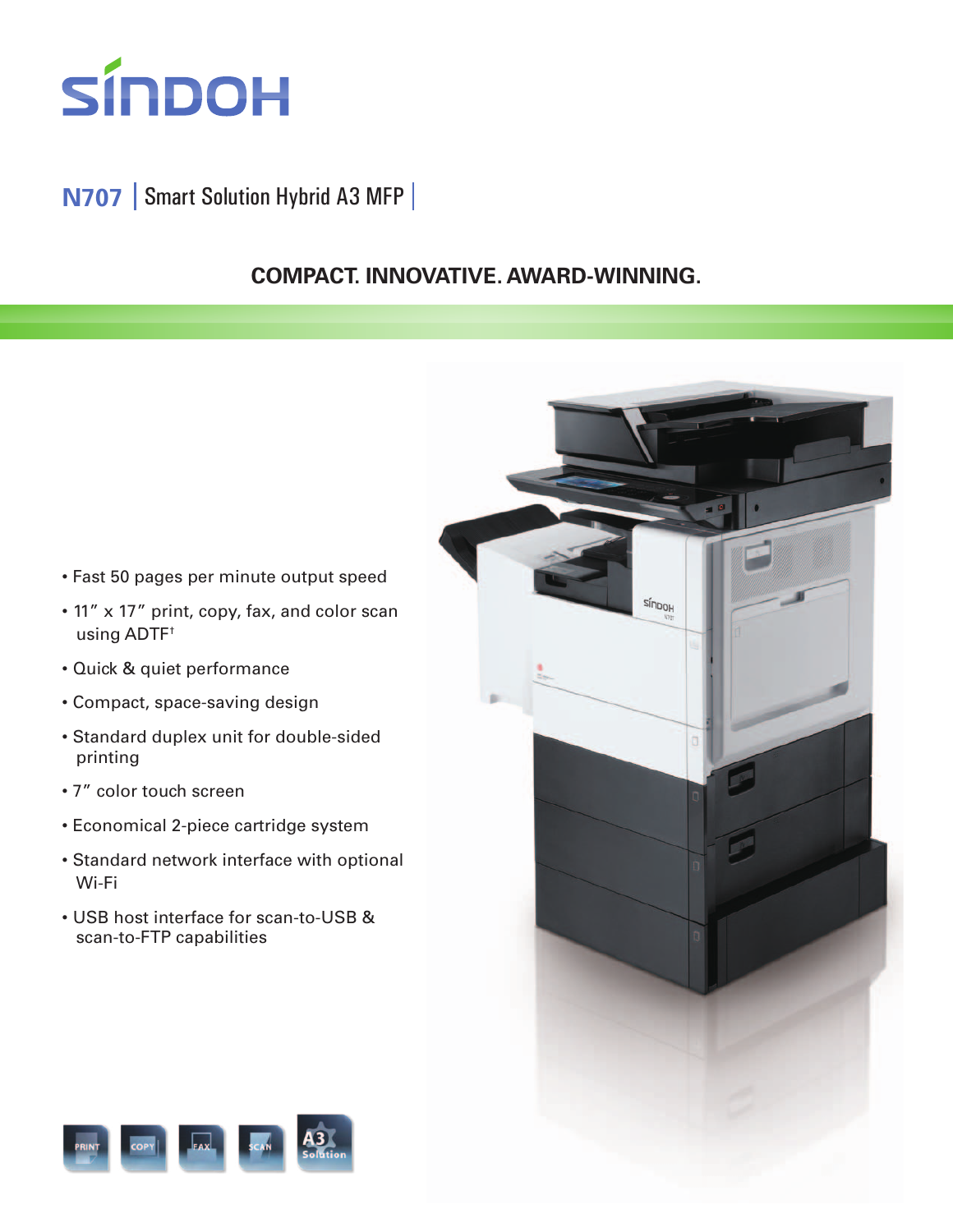# SINDOH

## N707 | Smart Solution Hybrid A3 MFP |

### COMPACT. INNOVATIVE. AWARD-WINNING.

- Fast 50 pages per minute output speed
- 11″ x 17″ print, copy, fax, and color scan using ADTF†
- Quick & quiet performance
- Compact, space-saving design
- Standard duplex unit for double-sided printing
- 7″ color touch screen
- Economical 2-piece cartridge system
- Standard network interface with optional Wi-Fi
- USB host interface for scan-to-USB & scan-to-FTP capabilities

PRINT COPY FAX SCAN A3 Solution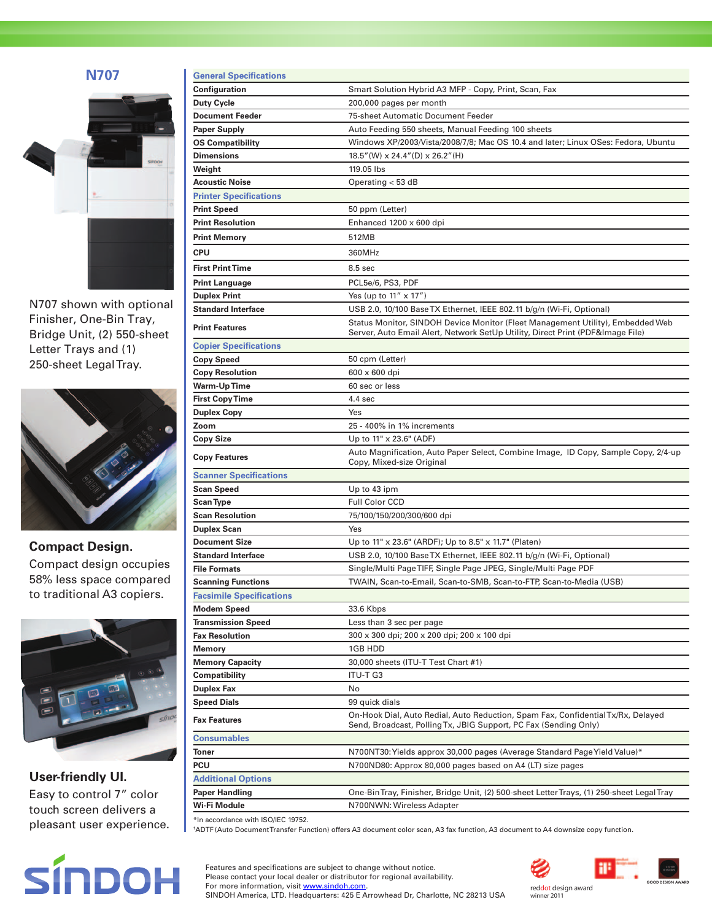## N707

N707 shown with optional Finisher, One-Bin Tray, Bridge Unit, (2) 550-sheet Letter Trays and (1) 250-sheet Legal Tray.

**Compact Design.**

Compact design occupies 58% less space compared to traditional A3 copiers.

**User-friendly UI.**

Easy to control 7" color touch screen delivers a pleasant user experience.

| | |
|---|---|
| **General Specifications** | |
| **Configuration** | Smart Solution Hybrid A3 MFP - Copy, Print, Scan, Fax |
| **Duty Cycle** | 200,000 pages per month |
| **Document Feeder** | 75-sheet Automatic Document Feeder |
| **Paper Supply** | Auto Feeding 550 sheets, Manual Feeding 100 sheets |
| **OS Compatibility** | Windows XP/2003/Vista/2008/7/8; Mac OS 10.4 and later; Linux OSes: Fedora, Ubuntu |
| **Dimensions** | 18.5"(W) x 24.4"(D) x 26.2"(H) |
| **Weight** | 119.05 lbs |
| **Acoustic Noise** | Operating < 53 dB |
| **Printer Specifications** | |
| **Print Speed** | 50 ppm (Letter) |
| **Print Resolution** | Enhanced 1200 x 600 dpi |
| **Print Memory** | 512MB |
| **CPU** | 360MHz |
| **First Print Time** | 8.5 sec |
| **Print Language** | PCL5e/6, PS3, PDF |
| **Duplex Print** | Yes (up to 11" x 17") |
| **Standard Interface** | USB 2.0, 10/100 BaseTX Ethernet, IEEE 802.11 b/g/n (Wi-Fi, Optional) |
| **Print Features** | Status Monitor, SINDOH Device Monitor (Fleet Management Utility), Embedded Web Server, Auto Email Alert, Network SetUp Utility, Direct Print (PDF&Image File) |
| **Copier Specifications** | |
| **Copy Speed** | 50 cpm (Letter) |
| **Copy Resolution** | 600 x 600 dpi |
| **Warm-Up Time** | 60 sec or less |
| **First Copy Time** | 4.4 sec |
| **Duplex Copy** | Yes |
| **Zoom** | 25 - 400% in 1% increments |
| **Copy Size** | Up to 11" x 23.6" (ADF) |
| **Copy Features** | Auto Magnification, Auto Paper Select, Combine Image, ID Copy, Sample Copy, 2/4-up Copy, Mixed-size Original |
| **Scanner Specifications** | |
| **Scan Speed** | Up to 43 ipm |
| **Scan Type** | Full Color CCD |
| **Scan Resolution** | 75/100/150/200/300/600 dpi |
| **Duplex Scan** | Yes |
| **Document Size** | Up to 11" x 23.6" (ARDF); Up to 8.5" x 11.7" (Platen) |
| **Standard Interface** | USB 2.0, 10/100 BaseTX Ethernet, IEEE 802.11 b/g/n (Wi-Fi, Optional) |
| **File Formats** | Single/Multi Page TIFF, Single Page JPEG, Single/Multi Page PDF |
| **Scanning Functions** | TWAIN, Scan-to-Email, Scan-to-SMB, Scan-to-FTP, Scan-to-Media (USB) |
| **Facsimile Specifications** | |
| **Modem Speed** | 33.6 Kbps |
| **Transmission Speed** | Less than 3 sec per page |
| **Fax Resolution** | 300 x 300 dpi; 200 x 200 dpi; 200 x 100 dpi |
| **Memory** | 1GB HDD |
| **Memory Capacity** | 30,000 sheets (ITU-T Test Chart #1) |
| **Compatibility** | ITU-T G3 |
| **Duplex Fax** | No |
| **Speed Dials** | 99 quick dials |
| **Fax Features** | On-Hook Dial, Auto Redial, Auto Reduction, Spam Fax, Confidential Tx/Rx, Delayed Send, Broadcast, Polling Tx, JBIG Support, PC Fax (Sending Only) |
| **Consumables** | |
| **Toner** | N700NT30: Yields approx 30,000 pages (Average Standard Page Yield Value)* |
| **PCU** | N700ND80: Approx 80,000 pages based on A4 (LT) size pages |
| **Additional Options** | |
| **Paper Handling** | One-Bin Tray, Finisher, Bridge Unit, (2) 500-sheet Letter Trays, (1) 250-sheet Legal Tray |
| **Wi-Fi Module** | N700NWN: Wireless Adapter |

*In accordance with ISO/IEC 19752.

†ADTF (Auto Document Transfer Function) offers A3 document color scan, A3 fax function, A3 document to A4 downsize copy function.

SINDOH

Features and specifications are subject to change without notice.
Please contact your local dealer or distributor for regional availability.
For more information, visit www.sindoh.com.
SINDOH America, LTD. Headquarters: 425 E Arrowhead Dr, Charlotte, NC 28213 USA

reddot design award winner 2011

GOOD DESIGN AWARD